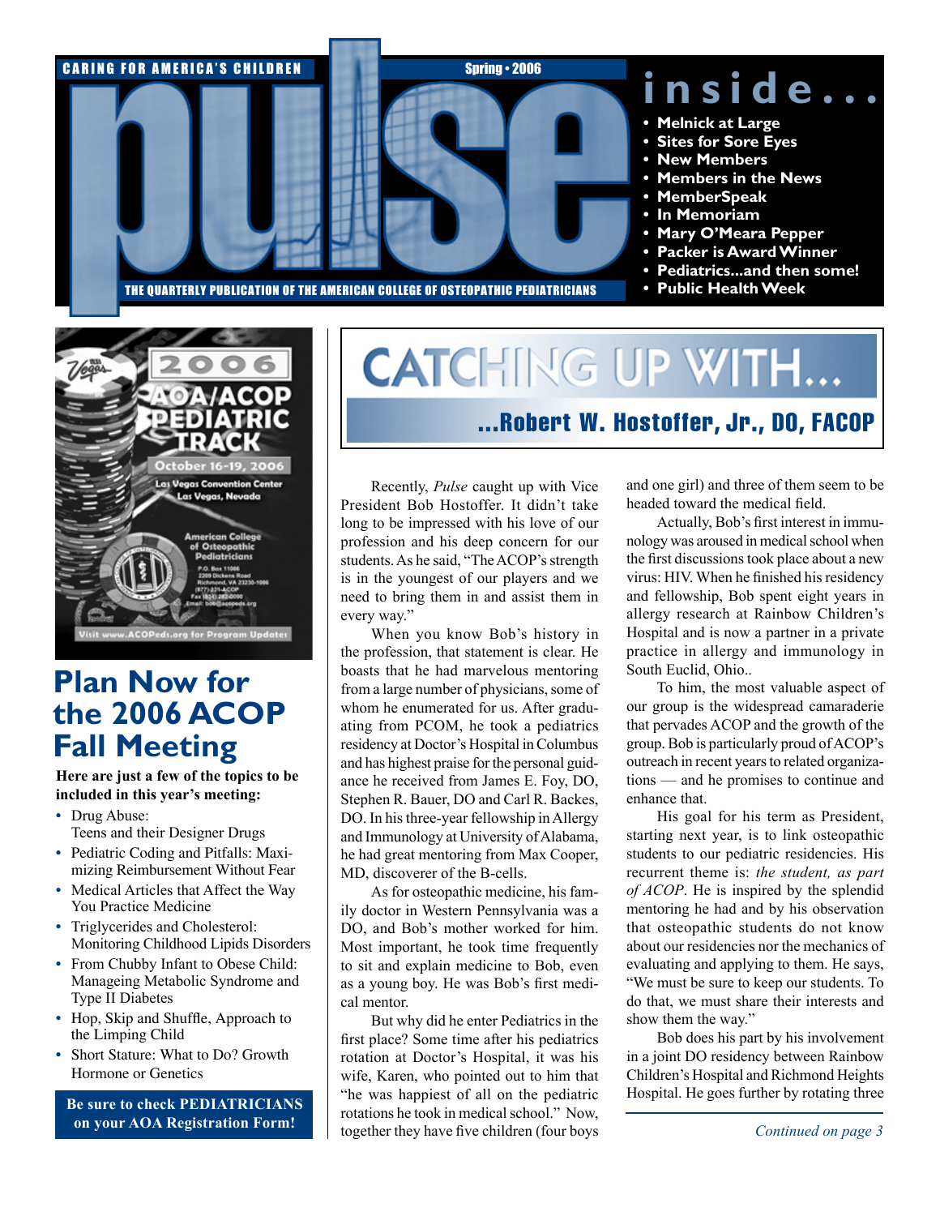CARING FOR AMERICA'S CHILDREN

Spring • 2006

# pulse

THE QUARTERLY PUBLICATION OF THE AMERICAN COLLEGE OF OSTEOPATHIC PEDIATRICIANS

## inside...

- Melnick at Large
- Sites for Sore Eyes
- New Members
- Members in the News
- MemberSpeak
- In Memoriam
- Mary O'Meara Pepper
- Packer is Award Winner
- Pediatrics...and then some!
- Public Health Week

2006 AOA/ACOP PEDIATRIC TRACK

October 16-19, 2006

Las Vegas Convention Center
Las Vegas, Nevada

American College of Osteopathic Pediatricians
P.O. Box 11086
2209 Dickens Road
Richmond, VA 23230-1086
(877) 231-ACOP
Fax (804) 282-0090
Email: bob@acopeds.org

Visit www.ACOPeds.org for Program Updates

## Plan Now for the 2006 ACOP Fall Meeting

**Here are just a few of the topics to be included in this year's meeting:**

- Drug Abuse: Teens and their Designer Drugs
- Pediatric Coding and Pitfalls: Maximizing Reimbursement Without Fear
- Medical Articles that Affect the Way You Practice Medicine
- Triglycerides and Cholesterol: Monitoring Childhood Lipids Disorders
- From Chubby Infant to Obese Child: Manageing Metabolic Syndrome and Type II Diabetes
- Hop, Skip and Shuffle, Approach to the Limping Child
- Short Stature: What to Do? Growth Hormone or Genetics

**Be sure to check PEDIATRICIANS on your AOA Registration Form!**

## CATCHING UP WITH...

### ...Robert W. Hostoffer, Jr., DO, FACOP

Recently, *Pulse* caught up with Vice President Bob Hostoffer. It didn't take long to be impressed with his love of our profession and his deep concern for our students. As he said, "The ACOP's strength is in the youngest of our players and we need to bring them in and assist them in every way."

When you know Bob's history in the profession, that statement is clear. He boasts that he had marvelous mentoring from a large number of physicians, some of whom he enumerated for us. After graduating from PCOM, he took a pediatrics residency at Doctor's Hospital in Columbus and has highest praise for the personal guidance he received from James E. Foy, DO, Stephen R. Bauer, DO and Carl R. Backes, DO. In his three-year fellowship in Allergy and Immunology at University of Alabama, he had great mentoring from Max Cooper, MD, discoverer of the B-cells.

As for osteopathic medicine, his family doctor in Western Pennsylvania was a DO, and Bob's mother worked for him. Most important, he took time frequently to sit and explain medicine to Bob, even as a young boy. He was Bob's first medical mentor.

But why did he enter Pediatrics in the first place? Some time after his pediatrics rotation at Doctor's Hospital, it was his wife, Karen, who pointed out to him that "he was happiest of all on the pediatric rotations he took in medical school." Now, together they have five children (four boys and one girl) and three of them seem to be headed toward the medical field.

Actually, Bob's first interest in immunology was aroused in medical school when the first discussions took place about a new virus: HIV. When he finished his residency and fellowship, Bob spent eight years in allergy research at Rainbow Children's Hospital and is now a partner in a private practice in allergy and immunology in South Euclid, Ohio..

To him, the most valuable aspect of our group is the widespread camaraderie that pervades ACOP and the growth of the group. Bob is particularly proud of ACOP's outreach in recent years to related organizations — and he promises to continue and enhance that.

His goal for his term as President, starting next year, is to link osteopathic students to our pediatric residencies. His recurrent theme is: *the student, as part of ACOP*. He is inspired by the splendid mentoring he had and by his observation that osteopathic students do not know about our residencies nor the mechanics of evaluating and applying to them. He says, "We must be sure to keep our students. To do that, we must share their interests and show them the way."

Bob does his part by his involvement in a joint DO residency between Rainbow Children's Hospital and Richmond Heights Hospital. He goes further by rotating three

*Continued on page 3*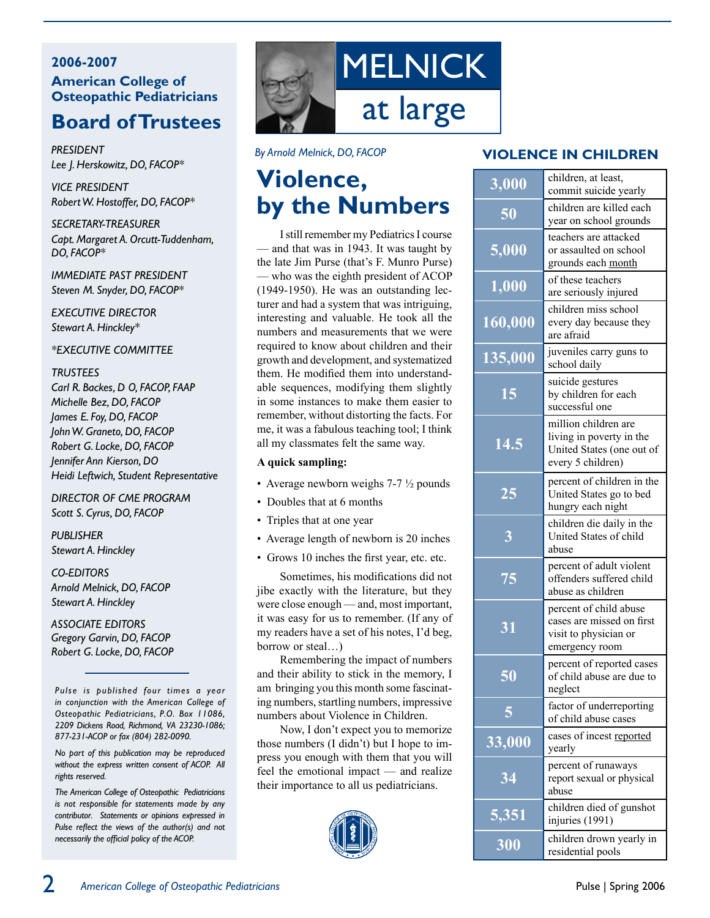## 2006-2007 American College of Osteopathic Pediatricians

## Board of Trustees

*PRESIDENT*
*Lee J. Herskowitz, DO, FACOP**

*VICE PRESIDENT*
*Robert W. Hostoffer, DO, FACOP**

*SECRETARY-TREASURER*
*Capt. Margaret A. Orcutt-Tuddenham, DO, FACOP**

*IMMEDIATE PAST PRESIDENT*
*Steven M. Snyder, DO, FACOP**

*EXECUTIVE DIRECTOR*
*Stewart A. Hinckley**

**EXECUTIVE COMMITTEE*

*TRUSTEES*
*Carl R. Backes, D O, FACOP, FAAP*
*Michelle Bez, DO, FACOP*
*James E. Foy, DO, FACOP*
*John W. Graneto, DO, FACOP*
*Robert G. Locke, DO, FACOP*
*Jennifer Ann Kierson, DO*
*Heidi Leftwich, Student Representative*

*DIRECTOR OF CME PROGRAM*
*Scott S. Cyrus, DO, FACOP*

*PUBLISHER*
*Stewart A. Hinckley*

*CO-EDITORS*
*Arnold Melnick, DO, FACOP*
*Stewart A. Hinckley*

*ASSOCIATE EDITORS*
*Gregory Garvin, DO, FACOP*
*Robert G. Locke, DO, FACOP*

*Pulse is published four times a year in conjunction with the American College of Osteopathic Pediatricians, P.O. Box 11086, 2209 Dickens Road, Richmond, VA 23230-1086; 877-231-ACOP or fax (804) 282-0090.*

*No part of this publication may be reproduced without the express written consent of ACOP. All rights reserved.*

*The American College of Osteopathic Pediatricians is not responsible for statements made by any contributor. Statements or opinions expressed in Pulse reflect the views of the author(s) and not necessarily the official policy of the ACOP.*

# MELNICK at large

*By Arnold Melnick, DO, FACOP*

# Violence, by the Numbers

I still remember my Pediatrics I course — and that was in 1943. It was taught by the late Jim Purse (that's F. Munro Purse) — who was the eighth president of ACOP (1949-1950). He was an outstanding lecturer and had a system that was intriguing, interesting and valuable. He took all the numbers and measurements that we were required to know about children and their growth and development, and systematized them. He modified them into understandable sequences, modifying them slightly in some instances to make them easier to remember, without distorting the facts. For me, it was a fabulous teaching tool; I think all my classmates felt the same way.

**A quick sampling:**

- Average newborn weighs 7-7 ½ pounds
- Doubles that at 6 months
- Triples that at one year
- Average length of newborn is 20 inches
- Grows 10 inches the first year, etc. etc.

Sometimes, his modifications did not jibe exactly with the literature, but they were close enough — and, most important, it was easy for us to remember. (If any of my readers have a set of his notes, I'd beg, borrow or steal…)

Remembering the impact of numbers and their ability to stick in the memory, I am bringing you this month some fascinating numbers, startling numbers, impressive numbers about Violence in Children.

Now, I don't expect you to memorize those numbers (I didn't) but I hope to impress you enough with them that you will feel the emotional impact — and realize their importance to all us pediatricians.

## VIOLENCE IN CHILDREN

| | |
|---|---|
| 3,000 | children, at least, commit suicide yearly |
| 50 | children are killed each year on school grounds |
| 5,000 | teachers are attacked or assaulted on school grounds each month |
| 1,000 | of these teachers are seriously injured |
| 160,000 | children miss school every day because they are afraid |
| 135,000 | juveniles carry guns to school daily |
| 15 | suicide gestures by children for each successful one |
| 14.5 | million children are living in poverty in the United States (one out of every 5 children) |
| 25 | percent of children in the United States go to bed hungry each night |
| 3 | children die daily in the United States of child abuse |
| 75 | percent of adult violent offenders suffered child abuse as children |
| 31 | percent of child abuse cases are missed on first visit to physician or emergency room |
| 50 | percent of reported cases of child abuse are due to neglect |
| 5 | factor of underreporting of child abuse cases |
| 33,000 | cases of incest reported yearly |
| 34 | percent of runaways report sexual or physical abuse |
| 5,351 | children died of gunshot injuries (1991) |
| 300 | children drown yearly in residential pools |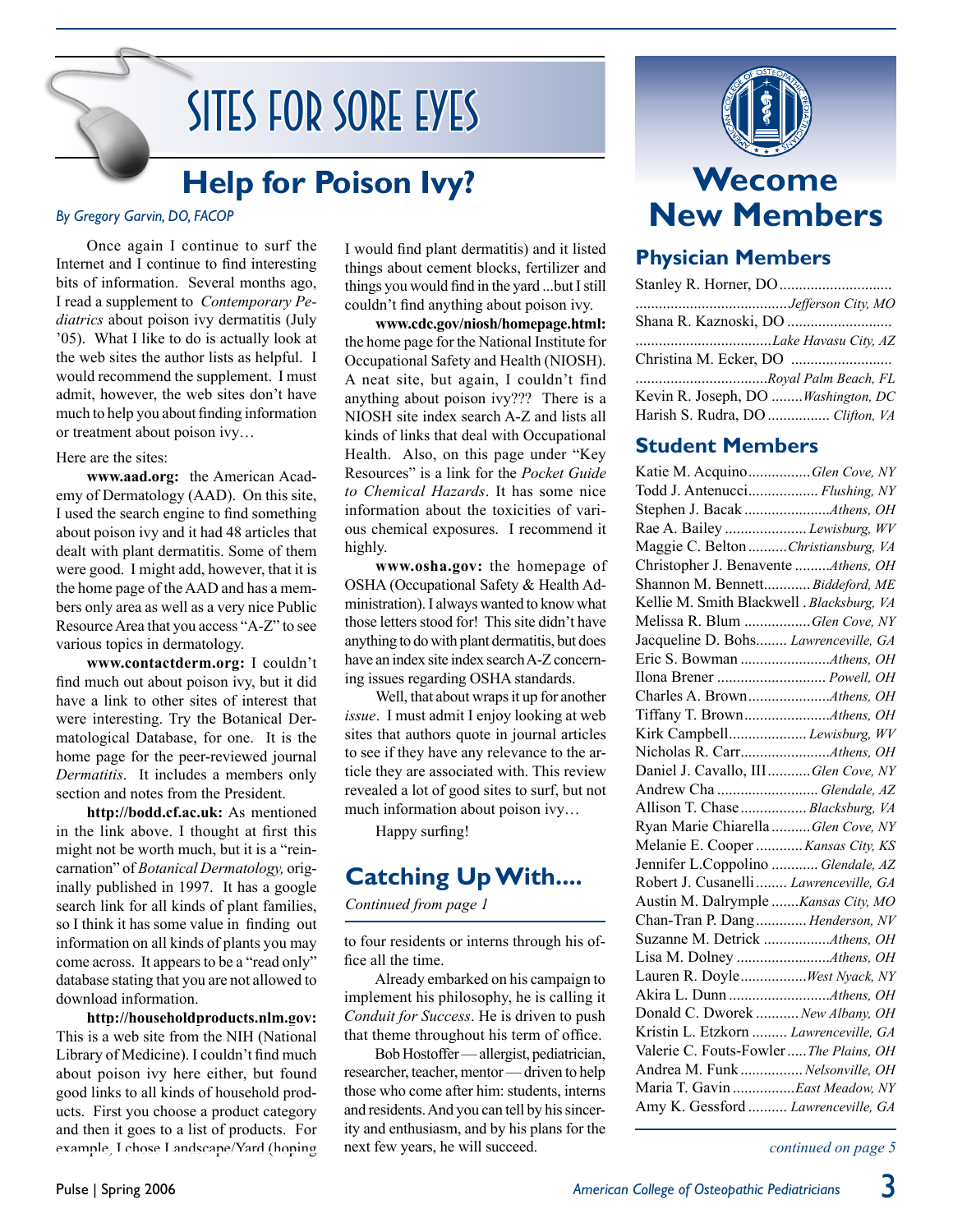# SITES FOR SORE EYES

## Help for Poison Ivy?

*By Gregory Garvin, DO, FACOP*

Once again I continue to surf the Internet and I continue to find interesting bits of information. Several months ago, I read a supplement to *Contemporary Pediatrics* about poison ivy dermatitis (July '05). What I like to do is actually look at the web sites the author lists as helpful. I would recommend the supplement. I must admit, however, the web sites don't have much to help you about finding information or treatment about poison ivy…

Here are the sites:

**www.aad.org:** the American Academy of Dermatology (AAD). On this site, I used the search engine to find something about poison ivy and it had 48 articles that dealt with plant dermatitis. Some of them were good. I might add, however, that it is the home page of the AAD and has a members only area as well as a very nice Public Resource Area that you access "A-Z" to see various topics in dermatology.

**www.contactderm.org:** I couldn't find much out about poison ivy, but it did have a link to other sites of interest that were interesting. Try the Botanical Dermatological Database, for one. It is the home page for the peer-reviewed journal *Dermatitis*. It includes a members only section and notes from the President.

**http://bodd.cf.ac.uk:** As mentioned in the link above. I thought at first this might not be worth much, but it is a "reincarnation" of *Botanical Dermatology,* originally published in 1997. It has a google search link for all kinds of plant families, so I think it has some value in finding out information on all kinds of plants you may come across. It appears to be a "read only" database stating that you are not allowed to download information.

**http://householdproducts.nlm.gov:** This is a web site from the NIH (National Library of Medicine). I couldn't find much about poison ivy here either, but found good links to all kinds of household products. First you choose a product category and then it goes to a list of products. For example, I chose Landscape/Yard (hoping I would find plant dermatitis) and it listed things about cement blocks, fertilizer and things you would find in the yard ...but I still couldn't find anything about poison ivy.

**www.cdc.gov/niosh/homepage.html:** the home page for the National Institute for Occupational Safety and Health (NIOSH). A neat site, but again, I couldn't find anything about poison ivy??? There is a NIOSH site index search A-Z and lists all kinds of links that deal with Occupational Health. Also, on this page under "Key Resources" is a link for the *Pocket Guide to Chemical Hazards*. It has some nice information about the toxicities of various chemical exposures. I recommend it highly.

**www.osha.gov:** the homepage of OSHA (Occupational Safety & Health Administration). I always wanted to know what those letters stood for! This site didn't have anything to do with plant dermatitis, but does have an index site index search A-Z concerning issues regarding OSHA standards.

Well, that about wraps it up for another *issue*. I must admit I enjoy looking at web sites that authors quote in journal articles to see if they have any relevance to the article they are associated with. This review revealed a lot of good sites to surf, but not much information about poison ivy…

Happy surfing!

## Catching Up With....

*Continued from page 1*

to four residents or interns through his office all the time.

Already embarked on his campaign to implement his philosophy, he is calling it *Conduit for Success*. He is driven to push that theme throughout his term of office.

Bob Hostoffer — allergist, pediatrician, researcher, teacher, mentor — driven to help those who come after him: students, interns and residents. And you can tell by his sincerity and enthusiasm, and by his plans for the next few years, he will succeed.

## Wecome New Members

### Physician Members

- Stanley R. Horner, DO ........ *Jefferson City, MO*
- Shana R. Kaznoski, DO ........ *Lake Havasu City, AZ*
- Christina M. Ecker, DO ........ *Royal Palm Beach, FL*
- Kevin R. Joseph, DO ........ *Washington, DC*
- Harish S. Rudra, DO ........ *Clifton, VA*

### Student Members

- Katie M. Acquino ........ *Glen Cove, NY*
- Todd J. Antenucci ........ *Flushing, NY*
- Stephen J. Bacak ........ *Athens, OH*
- Rae A. Bailey ........ *Lewisburg, WV*
- Maggie C. Belton ........ *Christiansburg, VA*
- Christopher J. Benavente ........ *Athens, OH*
- Shannon M. Bennett ........ *Biddeford, ME*
- Kellie M. Smith Blackwell ........ *Blacksburg, VA*
- Melissa R. Blum ........ *Glen Cove, NY*
- Jacqueline D. Bohs ........ *Lawrenceville, GA*
- Eric S. Bowman ........ *Athens, OH*
- Ilona Brener ........ *Powell, OH*
- Charles A. Brown ........ *Athens, OH*
- Tiffany T. Brown ........ *Athens, OH*
- Kirk Campbell ........ *Lewisburg, WV*
- Nicholas R. Carr ........ *Athens, OH*
- Daniel J. Cavallo, III ........ *Glen Cove, NY*
- Andrew Cha ........ *Glendale, AZ*
- Allison T. Chase ........ *Blacksburg, VA*
- Ryan Marie Chiarella ........ *Glen Cove, NY*
- Melanie E. Cooper ........ *Kansas City, KS*
- Jennifer L.Coppolino ........ *Glendale, AZ*
- Robert J. Cusanelli ........ *Lawrenceville, GA*
- Austin M. Dalrymple ........ *Kansas City, MO*
- Chan-Tran P. Dang ........ *Henderson, NV*
- Suzanne M. Detrick ........ *Athens, OH*
- Lisa M. Dolney ........ *Athens, OH*
- Lauren R. Doyle ........ *West Nyack, NY*
- Akira L. Dunn ........ *Athens, OH*
- Donald C. Dworek ........ *New Albany, OH*
- Kristin L. Etzkorn ........ *Lawrenceville, GA*
- Valerie C. Fouts-Fowler ........ *The Plains, OH*
- Andrea M. Funk ........ *Nelsonville, OH*
- Maria T. Gavin ........ *East Meadow, NY*
- Amy K. Gessford ........ *Lawrenceville, GA*

*continued on page 5*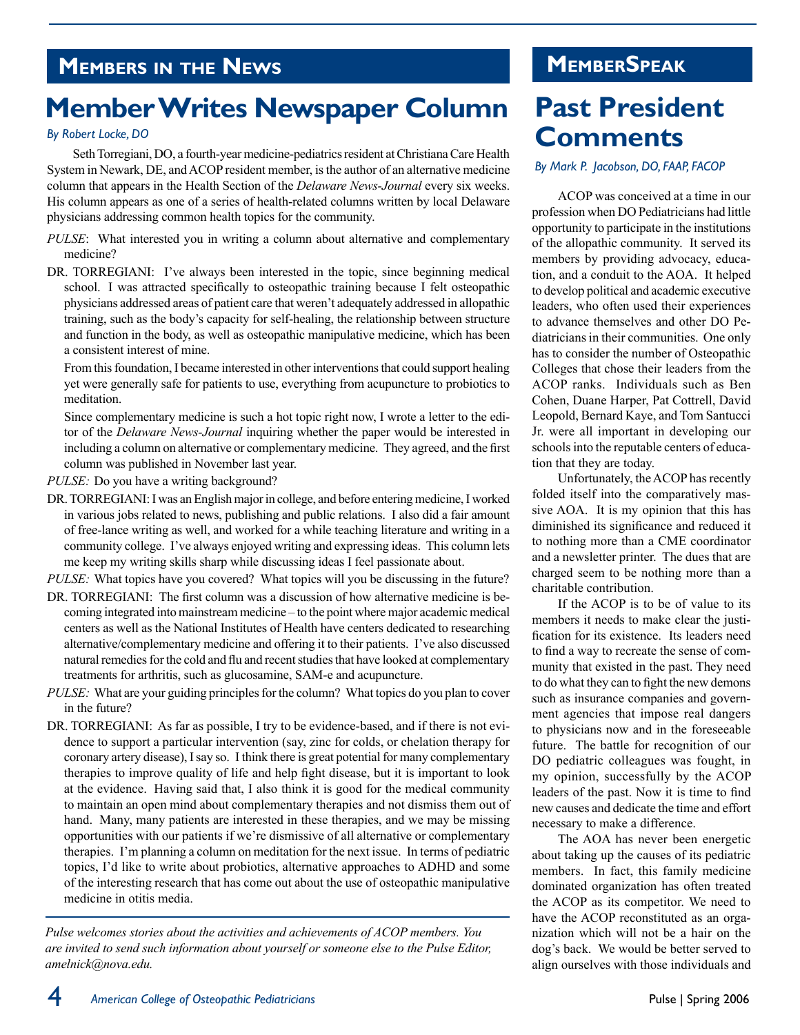## Members in the News

# Member Writes Newspaper Column

*By Robert Locke, DO*

Seth Torregiani, DO, a fourth-year medicine-pediatrics resident at Christiana Care Health System in Newark, DE, and ACOP resident member, is the author of an alternative medicine column that appears in the Health Section of the *Delaware News-Journal* every six weeks. His column appears as one of a series of health-related columns written by local Delaware physicians addressing common health topics for the community.

*PULSE*: What interested you in writing a column about alternative and complementary medicine?

DR. TORREGIANI: I've always been interested in the topic, since beginning medical school. I was attracted specifically to osteopathic training because I felt osteopathic physicians addressed areas of patient care that weren't adequately addressed in allopathic training, such as the body's capacity for self-healing, the relationship between structure and function in the body, as well as osteopathic manipulative medicine, which has been a consistent interest of mine.

From this foundation, I became interested in other interventions that could support healing yet were generally safe for patients to use, everything from acupuncture to probiotics to meditation.

Since complementary medicine is such a hot topic right now, I wrote a letter to the editor of the *Delaware News-Journal* inquiring whether the paper would be interested in including a column on alternative or complementary medicine. They agreed, and the first column was published in November last year.

*PULSE:* Do you have a writing background?

DR. TORREGIANI: I was an English major in college, and before entering medicine, I worked in various jobs related to news, publishing and public relations. I also did a fair amount of free-lance writing as well, and worked for a while teaching literature and writing in a community college. I've always enjoyed writing and expressing ideas. This column lets me keep my writing skills sharp while discussing ideas I feel passionate about.

*PULSE:* What topics have you covered? What topics will you be discussing in the future?

DR. TORREGIANI: The first column was a discussion of how alternative medicine is becoming integrated into mainstream medicine – to the point where major academic medical centers as well as the National Institutes of Health have centers dedicated to researching alternative/complementary medicine and offering it to their patients. I've also discussed natural remedies for the cold and flu and recent studies that have looked at complementary treatments for arthritis, such as glucosamine, SAM-e and acupuncture.

*PULSE:* What are your guiding principles for the column? What topics do you plan to cover in the future?

DR. TORREGIANI: As far as possible, I try to be evidence-based, and if there is not evidence to support a particular intervention (say, zinc for colds, or chelation therapy for coronary artery disease), I say so. I think there is great potential for many complementary therapies to improve quality of life and help fight disease, but it is important to look at the evidence. Having said that, I also think it is good for the medical community to maintain an open mind about complementary therapies and not dismiss them out of hand. Many, many patients are interested in these therapies, and we may be missing opportunities with our patients if we're dismissive of all alternative or complementary therapies. I'm planning a column on meditation for the next issue. In terms of pediatric topics, I'd like to write about probiotics, alternative approaches to ADHD and some of the interesting research that has come out about the use of osteopathic manipulative medicine in otitis media.

*Pulse welcomes stories about the activities and achievements of ACOP members. You are invited to send such information about yourself or someone else to the Pulse Editor, amelnick@nova.edu.*

## MemberSpeak

# Past President Comments

*By Mark P. Jacobson, DO, FAAP, FACOP*

ACOP was conceived at a time in our profession when DO Pediatricians had little opportunity to participate in the institutions of the allopathic community. It served its members by providing advocacy, education, and a conduit to the AOA. It helped to develop political and academic executive leaders, who often used their experiences to advance themselves and other DO Pediatricians in their communities. One only has to consider the number of Osteopathic Colleges that chose their leaders from the ACOP ranks. Individuals such as Ben Cohen, Duane Harper, Pat Cottrell, David Leopold, Bernard Kaye, and Tom Santucci Jr. were all important in developing our schools into the reputable centers of education that they are today.

Unfortunately, the ACOP has recently folded itself into the comparatively massive AOA. It is my opinion that this has diminished its significance and reduced it to nothing more than a CME coordinator and a newsletter printer. The dues that are charged seem to be nothing more than a charitable contribution.

If the ACOP is to be of value to its members it needs to make clear the justification for its existence. Its leaders need to find a way to recreate the sense of community that existed in the past. They need to do what they can to fight the new demons such as insurance companies and government agencies that impose real dangers to physicians now and in the foreseeable future. The battle for recognition of our DO pediatric colleagues was fought, in my opinion, successfully by the ACOP leaders of the past. Now it is time to find new causes and dedicate the time and effort necessary to make a difference.

The AOA has never been energetic about taking up the causes of its pediatric members. In fact, this family medicine dominated organization has often treated the ACOP as its competitor. We need to have the ACOP reconstituted as an organization which will not be a hair on the dog's back. We would be better served to align ourselves with those individuals and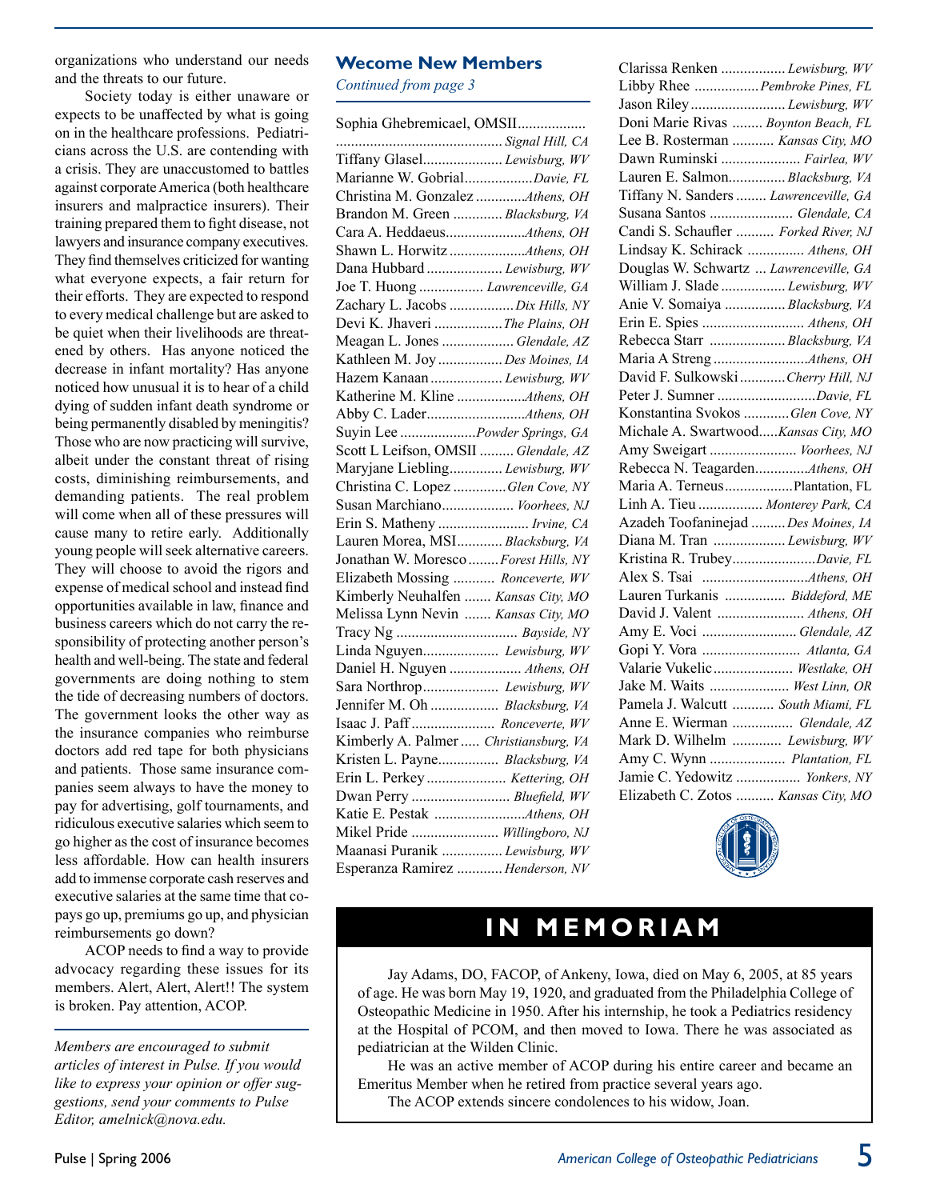organizations who understand our needs and the threats to our future.

Society today is either unaware or expects to be unaffected by what is going on in the healthcare professions. Pediatricians across the U.S. are contending with a crisis. They are unaccustomed to battles against corporate America (both healthcare insurers and malpractice insurers). Their training prepared them to fight disease, not lawyers and insurance company executives. They find themselves criticized for wanting what everyone expects, a fair return for their efforts. They are expected to respond to every medical challenge but are asked to be quiet when their livelihoods are threatened by others. Has anyone noticed the decrease in infant mortality? Has anyone noticed how unusual it is to hear of a child dying of sudden infant death syndrome or being permanently disabled by meningitis? Those who are now practicing will survive, albeit under the constant threat of rising costs, diminishing reimbursements, and demanding patients. The real problem will come when all of these pressures will cause many to retire early. Additionally young people will seek alternative careers. They will choose to avoid the rigors and expense of medical school and instead find opportunities available in law, finance and business careers which do not carry the responsibility of protecting another person's health and well-being. The state and federal governments are doing nothing to stem the tide of decreasing numbers of doctors. The government looks the other way as the insurance companies who reimburse doctors add red tape for both physicians and patients. Those same insurance companies seem always to have the money to pay for advertising, golf tournaments, and ridiculous executive salaries which seem to go higher as the cost of insurance becomes less affordable. How can health insurers add to immense corporate cash reserves and executive salaries at the same time that co-pays go up, premiums go up, and physician reimbursements go down?

ACOP needs to find a way to provide advocacy regarding these issues for its members. Alert, Alert, Alert!! The system is broken. Pay attention, ACOP.

*Members are encouraged to submit articles of interest in Pulse. If you would like to express your opinion or offer suggestions, send your comments to Pulse Editor, amelnick@nova.edu.*

## Wecome New Members

*Continued from page 3*

Sophia Ghebremicael, OMSII .......... *Signal Hill, CA*
Tiffany Glasel .......... *Lewisburg, WV*
Marianne W. Gobrial .......... *Davie, FL*
Christina M. Gonzalez .......... *Athens, OH*
Brandon M. Green .......... *Blacksburg, VA*
Cara A. Heddaeus .......... *Athens, OH*
Shawn L. Horwitz .......... *Athens, OH*
Dana Hubbard .......... *Lewisburg, WV*
Joe T. Huong .......... *Lawrenceville, GA*
Zachary L. Jacobs .......... *Dix Hills, NY*
Devi K. Jhaveri .......... *The Plains, OH*
Meagan L. Jones .......... *Glendale, AZ*
Kathleen M. Joy .......... *Des Moines, IA*
Hazem Kanaan .......... *Lewisburg, WV*
Katherine M. Kline .......... *Athens, OH*
Abby C. Lader .......... *Athens, OH*
Suyin Lee .......... *Powder Springs, GA*
Scott L Leifson, OMSII .......... *Glendale, AZ*
Maryjane Liebling .......... *Lewisburg, WV*
Christina C. Lopez .......... *Glen Cove, NY*
Susan Marchiano .......... *Voorhees, NJ*
Erin S. Matheny .......... *Irvine, CA*
Lauren Morea, MSI .......... *Blacksburg, VA*
Jonathan W. Moresco .......... *Forest Hills, NY*
Elizabeth Mossing .......... *Ronceverte, WV*
Kimberly Neuhalfen .......... *Kansas City, MO*
Melissa Lynn Nevin .......... *Kansas City, MO*
Tracy Ng .......... *Bayside, NY*
Linda Nguyen .......... *Lewisburg, WV*
Daniel H. Nguyen .......... *Athens, OH*
Sara Northrop .......... *Lewisburg, WV*
Jennifer M. Oh .......... *Blacksburg, VA*
Isaac J. Paff .......... *Ronceverte, WV*
Kimberly A. Palmer .......... *Christiansburg, VA*
Kristen L. Payne .......... *Blacksburg, VA*
Erin L. Perkey .......... *Kettering, OH*
Dwan Perry .......... *Bluefield, WV*
Katie E. Pestak .......... *Athens, OH*
Mikel Pride .......... *Willingboro, NJ*
Maanasi Puranik .......... *Lewisburg, WV*
Esperanza Ramirez .......... *Henderson, NV*
Clarissa Renken .......... *Lewisburg, WV*
Libby Rhee .......... *Pembroke Pines, FL*
Jason Riley .......... *Lewisburg, WV*
Doni Marie Rivas .......... *Boynton Beach, FL*
Lee B. Rosterman .......... *Kansas City, MO*
Dawn Ruminski .......... *Fairlea, WV*
Lauren E. Salmon .......... *Blacksburg, VA*
Tiffany N. Sanders .......... *Lawrenceville, GA*
Susana Santos .......... *Glendale, CA*
Candi S. Schaufler .......... *Forked River, NJ*
Lindsay K. Schirack .......... *Athens, OH*
Douglas W. Schwartz .......... *Lawrenceville, GA*
William J. Slade .......... *Lewisburg, WV*
Anie V. Somaiya .......... *Blacksburg, VA*
Erin E. Spies .......... *Athens, OH*
Rebecca Starr .......... *Blacksburg, VA*
Maria A Streng .......... *Athens, OH*
David F. Sulkowski .......... *Cherry Hill, NJ*
Peter J. Sumner .......... *Davie, FL*
Konstantina Svokos .......... *Glen Cove, NY*
Michale A. Swartwood .......... *Kansas City, MO*
Amy Sweigart .......... *Voorhees, NJ*
Rebecca N. Teagarden .......... *Athens, OH*
Maria A. Terneus .......... Plantation, FL
Linh A. Tieu .......... *Monterey Park, CA*
Azadeh Toofaninejad .......... *Des Moines, IA*
Diana M. Tran .......... *Lewisburg, WV*
Kristina R. Trubey .......... *Davie, FL*
Alex S. Tsai .......... *Athens, OH*
Lauren Turkanis .......... *Biddeford, ME*
David J. Valent .......... *Athens, OH*
Amy E. Voci .......... *Glendale, AZ*
Gopi Y. Vora .......... *Atlanta, GA*
Valarie Vukelic .......... *Westlake, OH*
Jake M. Waits .......... *West Linn, OR*
Pamela J. Walcutt .......... *South Miami, FL*
Anne E. Wierman .......... *Glendale, AZ*
Mark D. Wilhelm .......... *Lewisburg, WV*
Amy C. Wynn .......... *Plantation, FL*
Jamie C. Yedowitz .......... *Yonkers, NY*
Elizabeth C. Zotos .......... *Kansas City, MO*

## IN MEMORIAM

Jay Adams, DO, FACOP, of Ankeny, Iowa, died on May 6, 2005, at 85 years of age. He was born May 19, 1920, and graduated from the Philadelphia College of Osteopathic Medicine in 1950. After his internship, he took a Pediatrics residency at the Hospital of PCOM, and then moved to Iowa. There he was associated as pediatrician at the Wilden Clinic.

He was an active member of ACOP during his entire career and became an Emeritus Member when he retired from practice several years ago.

The ACOP extends sincere condolences to his widow, Joan.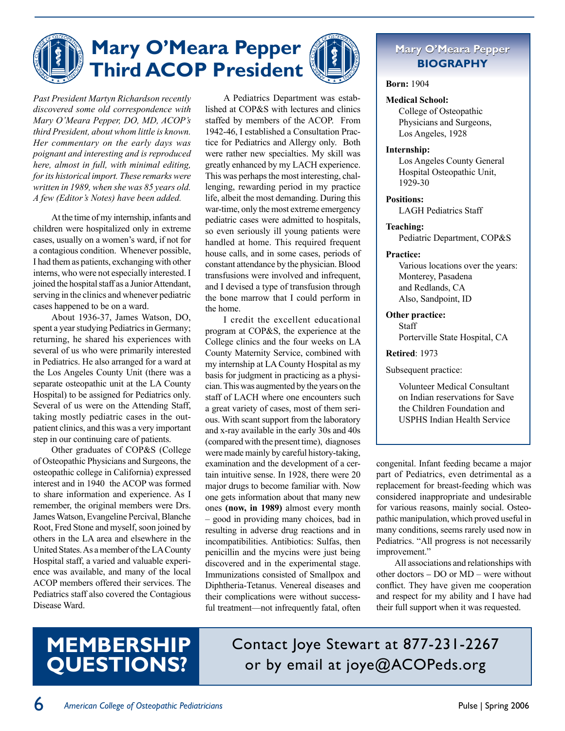# Mary O'Meara Pepper Third ACOP President

*Past President Martyn Richardson recently discovered some old correspondence with Mary O'Meara Pepper, DO, MD, ACOP's third President, about whom little is known. Her commentary on the early days was poignant and interesting and is reproduced here, almost in full, with minimal editing, for its historical import. These remarks were written in 1989, when she was 85 years old. A few (Editor's Notes) have been added.*

At the time of my internship, infants and children were hospitalized only in extreme cases, usually on a women's ward, if not for a contagious condition. Whenever possible, I had them as patients, exchanging with other interns, who were not especially interested. I joined the hospital staff as a Junior Attendant, serving in the clinics and whenever pediatric cases happened to be on a ward.

About 1936-37, James Watson, DO, spent a year studying Pediatrics in Germany; returning, he shared his experiences with several of us who were primarily interested in Pediatrics. He also arranged for a ward at the Los Angeles County Unit (there was a separate osteopathic unit at the LA County Hospital) to be assigned for Pediatrics only. Several of us were on the Attending Staff, taking mostly pediatric cases in the outpatient clinics, and this was a very important step in our continuing care of patients.

Other graduates of COP&S (College of Osteopathic Physicians and Surgeons, the osteopathic college in California) expressed interest and in 1940 the ACOP was formed to share information and experience. As I remember, the original members were Drs. James Watson, Evangeline Percival, Blanche Root, Fred Stone and myself, soon joined by others in the LA area and elsewhere in the United States. As a member of the LA County Hospital staff, a varied and valuable experience was available, and many of the local ACOP members offered their services. The Pediatrics staff also covered the Contagious Disease Ward.

A Pediatrics Department was established at COP&S with lectures and clinics staffed by members of the ACOP. From 1942-46, I established a Consultation Practice for Pediatrics and Allergy only. Both were rather new specialties. My skill was greatly enhanced by my LACH experience. This was perhaps the most interesting, challenging, rewarding period in my practice life, albeit the most demanding. During this war-time, only the most extreme emergency pediatric cases were admitted to hospitals, so even seriously ill young patients were handled at home. This required frequent house calls, and in some cases, periods of constant attendance by the physician. Blood transfusions were involved and infrequent, and I devised a type of transfusion through the bone marrow that I could perform in the home.

I credit the excellent educational program at COP&S, the experience at the College clinics and the four weeks on LA County Maternity Service, combined with my internship at LA County Hospital as my basis for judgment in practicing as a physician. This was augmented by the years on the staff of LACH where one encounters such a great variety of cases, most of them serious. With scant support from the laboratory and x-ray available in the early 30s and 40s (compared with the present time), diagnoses were made mainly by careful history-taking, examination and the development of a certain intuitive sense. In 1928, there were 20 major drugs to become familiar with. Now one gets information about that many new ones **(now, in 1989)** almost every month – good in providing many choices, bad in resulting in adverse drug reactions and in incompatibilities. Antibiotics: Sulfas, then penicillin and the mycins were just being discovered and in the experimental stage. Immunizations consisted of Smallpox and Diphtheria-Tetanus. Venereal diseases and their complications were without successful treatment—not infrequently fatal, often congenital. Infant feeding became a major part of Pediatrics, even detrimental as a replacement for breast-feeding which was considered inappropriate and undesirable for various reasons, mainly social. Osteopathic manipulation, which proved useful in many conditions, seems rarely used now in Pediatrics. "All progress is not necessarily improvement."

All associations and relationships with other doctors – DO or MD – were without conflict. They have given me cooperation and respect for my ability and I have had their full support when it was requested.

## Mary O'Meara Pepper BIOGRAPHY

**Born:** 1904

**Medical School:**
College of Osteopathic Physicians and Surgeons, Los Angeles, 1928

**Internship:**
Los Angeles County General Hospital Osteopathic Unit, 1929-30

**Positions:**
LAGH Pediatrics Staff

**Teaching:**
Pediatric Department, COP&S

**Practice:**
Various locations over the years: Monterey, Pasadena and Redlands, CA
Also, Sandpoint, ID

**Other practice:**
Staff
Porterville State Hospital, CA

**Retired**: 1973

Subsequent practice:

Volunteer Medical Consultant on Indian reservations for Save the Children Foundation and USPHS Indian Health Service

## MEMBERSHIP QUESTIONS?

Contact Joye Stewart at 877-231-2267 or by email at joye@ACOPeds.org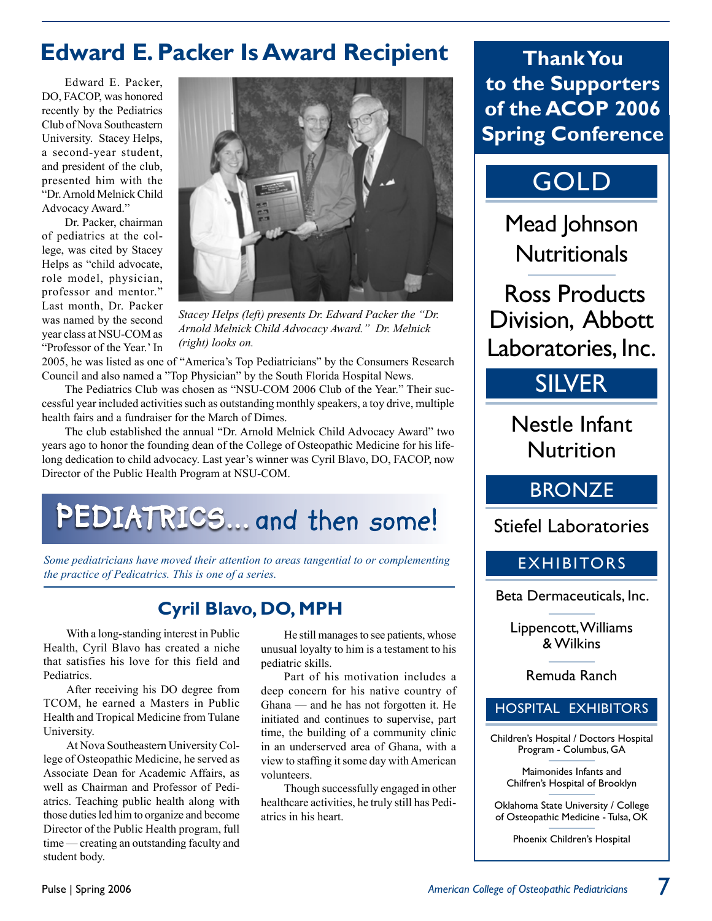# Edward E. Packer Is Award Recipient

Edward E. Packer, DO, FACOP, was honored recently by the Pediatrics Club of Nova Southeastern University. Stacey Helps, a second-year student, and president of the club, presented him with the "Dr. Arnold Melnick Child Advocacy Award."

Dr. Packer, chairman of pediatrics at the college, was cited by Stacey Helps as "child advocate, role model, physician, professor and mentor." Last month, Dr. Packer was named by the second year class at NSU-COM as "Professor of the Year.' In 2005, he was listed as one of "America's Top Pediatricians" by the Consumers Research Council and also named a "Top Physician" by the South Florida Hospital News.

*Stacey Helps (left) presents Dr. Edward Packer the "Dr. Arnold Melnick Child Advocacy Award." Dr. Melnick (right) looks on.*

The Pediatrics Club was chosen as "NSU-COM 2006 Club of the Year." Their successful year included activities such as outstanding monthly speakers, a toy drive, multiple health fairs and a fundraiser for the March of Dimes.

The club established the annual "Dr. Arnold Melnick Child Advocacy Award" two years ago to honor the founding dean of the College of Osteopathic Medicine for his lifelong dedication to child advocacy. Last year's winner was Cyril Blavo, DO, FACOP, now Director of the Public Health Program at NSU-COM.

# PEDIATRICS... and then some!

*Some pediatricians have moved their attention to areas tangential to or complementing the practice of Pedicatrics. This is one of a series.*

## Cyril Blavo, DO, MPH

With a long-standing interest in Public Health, Cyril Blavo has created a niche that satisfies his love for this field and Pediatrics.

After receiving his DO degree from TCOM, he earned a Masters in Public Health and Tropical Medicine from Tulane University.

At Nova Southeastern University College of Osteopathic Medicine, he served as Associate Dean for Academic Affairs, as well as Chairman and Professor of Pediatrics. Teaching public health along with those duties led him to organize and become Director of the Public Health program, full time — creating an outstanding faculty and student body.

He still manages to see patients, whose unusual loyalty to him is a testament to his pediatric skills.

Part of his motivation includes a deep concern for his native country of Ghana — and he has not forgotten it. He initiated and continues to supervise, part time, the building of a community clinic in an underserved area of Ghana, with a view to staffing it some day with American volunteers.

Though successfully engaged in other healthcare activities, he truly still has Pediatrics in his heart.

## Thank You to the Supporters of the ACOP 2006 Spring Conference

### GOLD

Mead Johnson Nutritionals

Ross Products Division, Abbott Laboratories, Inc.

### SILVER

Nestle Infant Nutrition

### BRONZE

Stiefel Laboratories

### EXHIBITORS

Beta Dermaceuticals, Inc.

Lippencott, Williams & Wilkins

Remuda Ranch

### HOSPITAL EXHIBITORS

Children's Hospital / Doctors Hospital Program - Columbus, GA

Maimonides Infants and Chilfren's Hospital of Brooklyn

Oklahoma State University / College of Osteopathic Medicine - Tulsa, OK

Phoenix Children's Hospital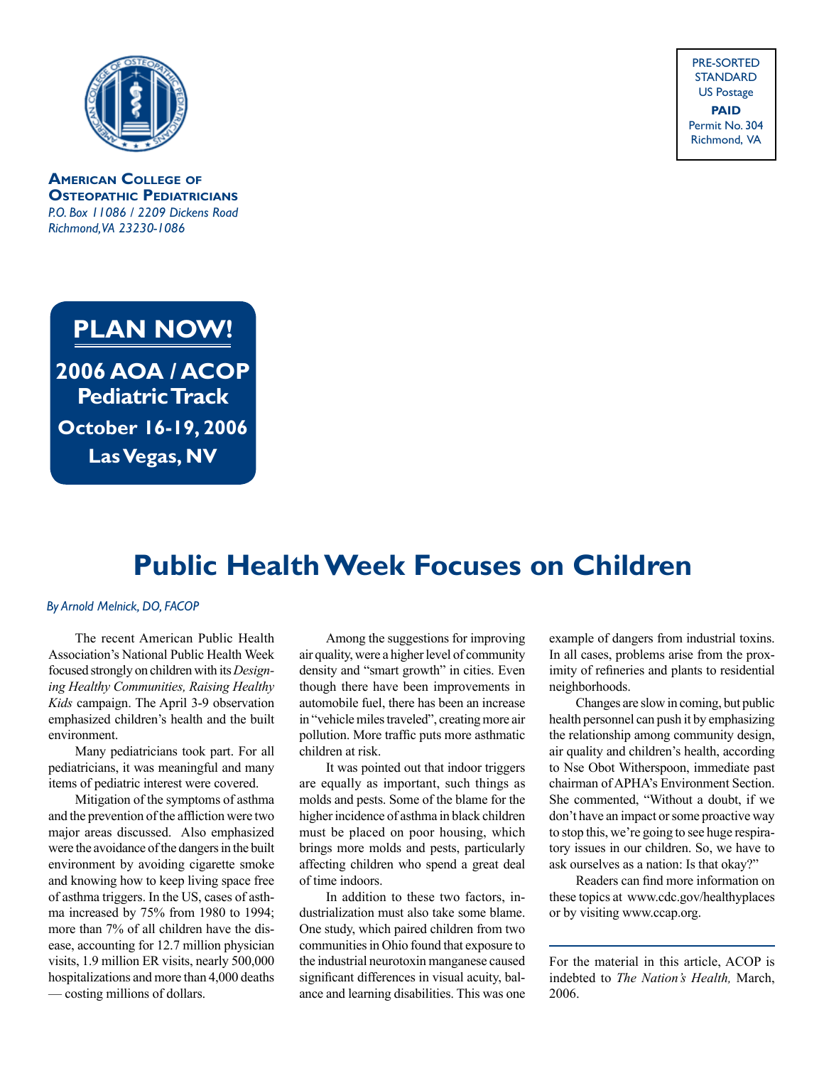**American College of Osteopathic Pediatricians**
*P.O. Box 11086 / 2209 Dickens Road*
*Richmond, VA 23230-1086*

PRE-SORTED
STANDARD
US Postage
**PAID**
Permit No. 304
Richmond, VA

**PLAN NOW!**

**2006 AOA / ACOP Pediatric Track**
**October 16-19, 2006**
**Las Vegas, NV**

# Public Health Week Focuses on Children

*By Arnold Melnick, DO, FACOP*

The recent American Public Health Association's National Public Health Week focused strongly on children with its *Designing Healthy Communities, Raising Healthy Kids* campaign. The April 3-9 observation emphasized children's health and the built environment.

Many pediatricians took part. For all pediatricians, it was meaningful and many items of pediatric interest were covered.

Mitigation of the symptoms of asthma and the prevention of the affliction were two major areas discussed. Also emphasized were the avoidance of the dangers in the built environment by avoiding cigarette smoke and knowing how to keep living space free of asthma triggers. In the US, cases of asthma increased by 75% from 1980 to 1994; more than 7% of all children have the disease, accounting for 12.7 million physician visits, 1.9 million ER visits, nearly 500,000 hospitalizations and more than 4,000 deaths — costing millions of dollars.

Among the suggestions for improving air quality, were a higher level of community density and "smart growth" in cities. Even though there have been improvements in automobile fuel, there has been an increase in "vehicle miles traveled", creating more air pollution. More traffic puts more asthmatic children at risk.

It was pointed out that indoor triggers are equally as important, such things as molds and pests. Some of the blame for the higher incidence of asthma in black children must be placed on poor housing, which brings more molds and pests, particularly affecting children who spend a great deal of time indoors.

In addition to these two factors, industrialization must also take some blame. One study, which paired children from two communities in Ohio found that exposure to the industrial neurotoxin manganese caused significant differences in visual acuity, balance and learning disabilities. This was one example of dangers from industrial toxins. In all cases, problems arise from the proximity of refineries and plants to residential neighborhoods.

Changes are slow in coming, but public health personnel can push it by emphasizing the relationship among community design, air quality and children's health, according to Nse Obot Witherspoon, immediate past chairman of APHA's Environment Section. She commented, "Without a doubt, if we don't have an impact or some proactive way to stop this, we're going to see huge respiratory issues in our children. So, we have to ask ourselves as a nation: Is that okay?"

Readers can find more information on these topics at www.cdc.gov/healthyplaces or by visiting www.ccap.org.

---

For the material in this article, ACOP is indebted to *The Nation's Health,* March, 2006.